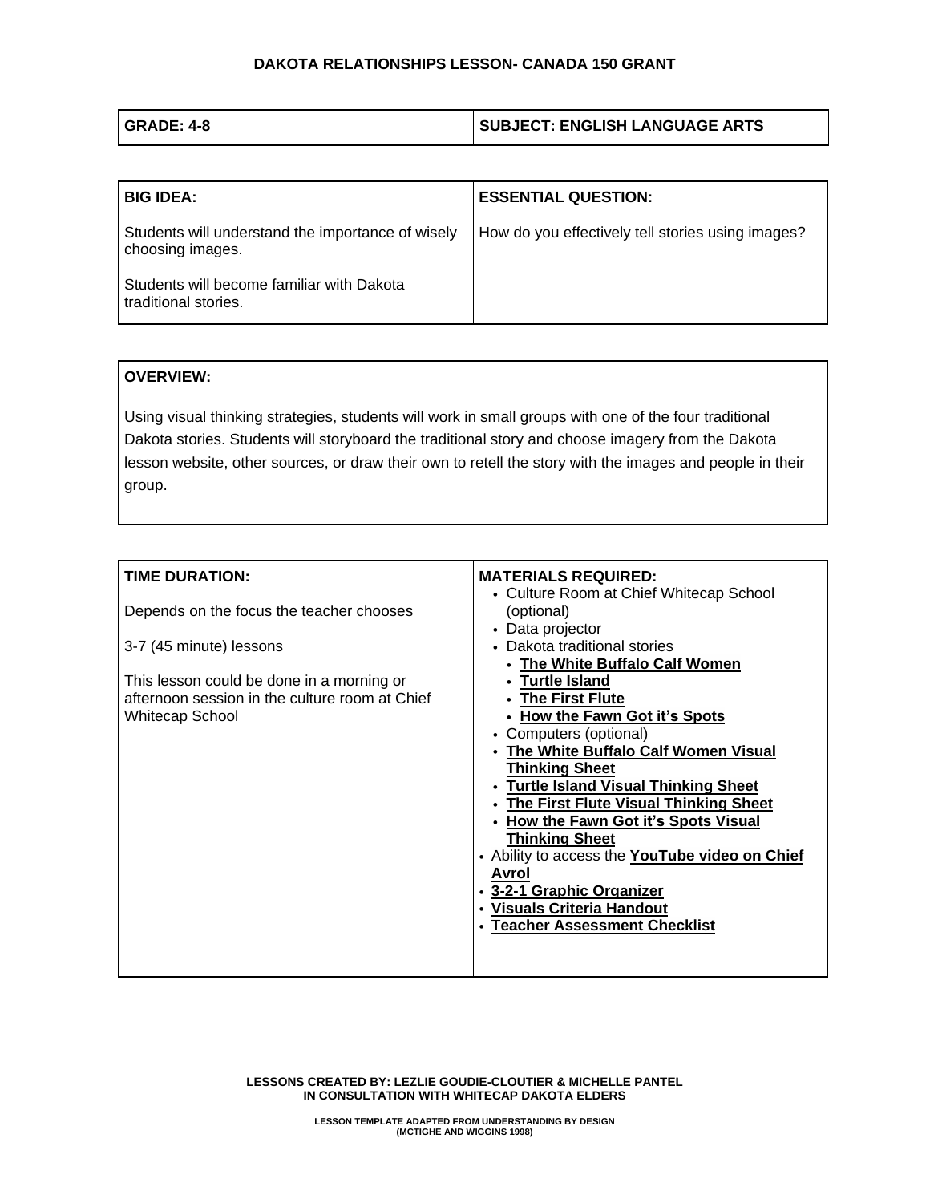# DAKOTA RELATIONSHIPS LESSON- CANADA 150 GRANT

| GRADE: 4-8 | SUBJECT: ENGLISH LANGUAGE ARTS |
|---|---|

| BIG IDEA: | ESSENTIAL QUESTION: |
|---|---|
| Students will understand the importance of wisely choosing images.<br><br>Students will become familiar with Dakota traditional stories. | How do you effectively tell stories using images? |

**OVERVIEW:**

Using visual thinking strategies, students will work in small groups with one of the four traditional Dakota stories. Students will storyboard the traditional story and choose imagery from the Dakota lesson website, other sources, or draw their own to retell the story with the images and people in their group.

| TIME DURATION: | MATERIALS REQUIRED: |
|---|---|
| Depends on the focus the teacher chooses<br><br>3-7 (45 minute) lessons<br><br>This lesson could be done in a morning or afternoon session in the culture room at Chief Whitecap School | • Culture Room at Chief Whitecap School (optional)<br>• Data projector<br>• Dakota traditional stories<br>&nbsp;&nbsp;• **The White Buffalo Calf Women**<br>&nbsp;&nbsp;• **Turtle Island**<br>&nbsp;&nbsp;• **The First Flute**<br>&nbsp;&nbsp;• **How the Fawn Got it's Spots**<br>• Computers (optional)<br>• **The White Buffalo Calf Women Visual Thinking Sheet**<br>• **Turtle Island Visual Thinking Sheet**<br>• **The First Flute Visual Thinking Sheet**<br>• **How the Fawn Got it's Spots Visual Thinking Sheet**<br>• Ability to access the **YouTube video on Chief Avrol**<br>• **3-2-1 Graphic Organizer**<br>• **Visuals Criteria Handout**<br>• **Teacher Assessment Checklist** |

LESSONS CREATED BY: LEZLIE GOUDIE-CLOUTIER & MICHELLE PANTEL
IN CONSULTATION WITH WHITECAP DAKOTA ELDERS

LESSON TEMPLATE ADAPTED FROM UNDERSTANDING BY DESIGN
(MCTIGHE AND WIGGINS 1998)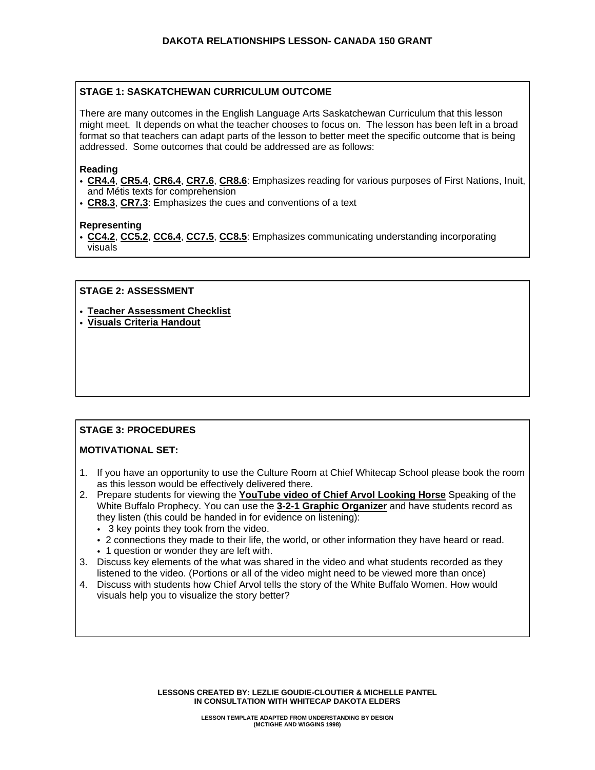# DAKOTA RELATIONSHIPS LESSON- CANADA 150 GRANT

## STAGE 1: SASKATCHEWAN CURRICULUM OUTCOME

There are many outcomes in the English Language Arts Saskatchewan Curriculum that this lesson might meet. It depends on what the teacher chooses to focus on. The lesson has been left in a broad format so that teachers can adapt parts of the lesson to better meet the specific outcome that is being addressed. Some outcomes that could be addressed are as follows:

**Reading**

- **CR4.4**, **CR5.4**, **CR6.4**, **CR7.6**, **CR8.6**: Emphasizes reading for various purposes of First Nations, Inuit, and Métis texts for comprehension
- **CR8.3**, **CR7.3**: Emphasizes the cues and conventions of a text

**Representing**

- **CC4.2**, **CC5.2**, **CC6.4**, **CC7.5**, **CC8.5**: Emphasizes communicating understanding incorporating visuals

## STAGE 2: ASSESSMENT

- **Teacher Assessment Checklist**
- **Visuals Criteria Handout**

## STAGE 3: PROCEDURES

**MOTIVATIONAL SET:**

1. If you have an opportunity to use the Culture Room at Chief Whitecap School please book the room as this lesson would be effectively delivered there.
2. Prepare students for viewing the **YouTube video of Chief Arvol Looking Horse** Speaking of the White Buffalo Prophecy. You can use the **3-2-1 Graphic Organizer** and have students record as they listen (this could be handed in for evidence on listening):
   - 3 key points they took from the video.
   - 2 connections they made to their life, the world, or other information they have heard or read.
   - 1 question or wonder they are left with.
3. Discuss key elements of the what was shared in the video and what students recorded as they listened to the video. (Portions or all of the video might need to be viewed more than once)
4. Discuss with students how Chief Arvol tells the story of the White Buffalo Women. How would visuals help you to visualize the story better?

LESSONS CREATED BY: LEZLIE GOUDIE-CLOUTIER & MICHELLE PANTEL
IN CONSULTATION WITH WHITECAP DAKOTA ELDERS

LESSON TEMPLATE ADAPTED FROM UNDERSTANDING BY DESIGN
(MCTIGHE AND WIGGINS 1998)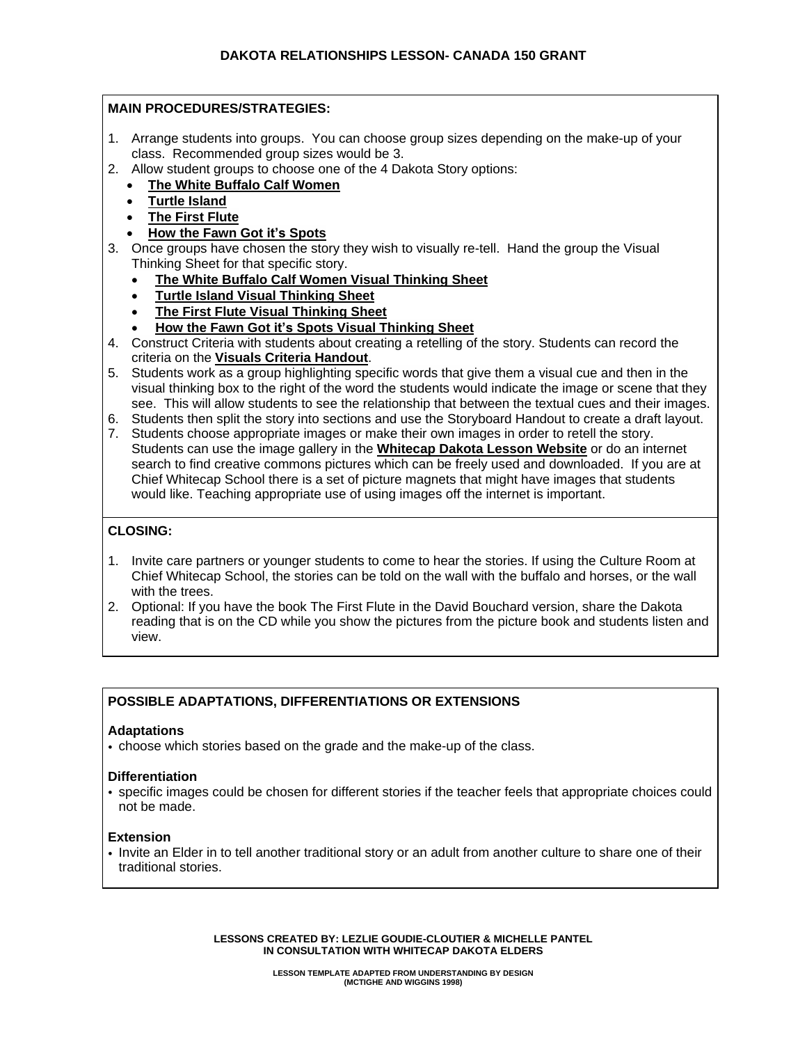## MAIN PROCEDURES/STRATEGIES:

1. Arrange students into groups. You can choose group sizes depending on the make-up of your class. Recommended group sizes would be 3.
2. Allow student groups to choose one of the 4 Dakota Story options:
   - **The White Buffalo Calf Women**
   - **Turtle Island**
   - **The First Flute**
   - **How the Fawn Got it's Spots**
3. Once groups have chosen the story they wish to visually re-tell. Hand the group the Visual Thinking Sheet for that specific story.
   - **The White Buffalo Calf Women Visual Thinking Sheet**
   - **Turtle Island Visual Thinking Sheet**
   - **The First Flute Visual Thinking Sheet**
   - **How the Fawn Got it's Spots Visual Thinking Sheet**
4. Construct Criteria with students about creating a retelling of the story. Students can record the criteria on the **Visuals Criteria Handout**.
5. Students work as a group highlighting specific words that give them a visual cue and then in the visual thinking box to the right of the word the students would indicate the image or scene that they see. This will allow students to see the relationship that between the textual cues and their images.
6. Students then split the story into sections and use the Storyboard Handout to create a draft layout.
7. Students choose appropriate images or make their own images in order to retell the story. Students can use the image gallery in the **Whitecap Dakota Lesson Website** or do an internet search to find creative commons pictures which can be freely used and downloaded. If you are at Chief Whitecap School there is a set of picture magnets that might have images that students would like. Teaching appropriate use of using images off the internet is important.

## CLOSING:

1. Invite care partners or younger students to come to hear the stories. If using the Culture Room at Chief Whitecap School, the stories can be told on the wall with the buffalo and horses, or the wall with the trees.
2. Optional: If you have the book The First Flute in the David Bouchard version, share the Dakota reading that is on the CD while you show the pictures from the picture book and students listen and view.

## POSSIBLE ADAPTATIONS, DIFFERENTIATIONS OR EXTENSIONS

### Adaptations

- choose which stories based on the grade and the make-up of the class.

### Differentiation

- specific images could be chosen for different stories if the teacher feels that appropriate choices could not be made.

### Extension

- Invite an Elder in to tell another traditional story or an adult from another culture to share one of their traditional stories.

**LESSONS CREATED BY: LEZLIE GOUDIE-CLOUTIER & MICHELLE PANTEL**
**IN CONSULTATION WITH WHITECAP DAKOTA ELDERS**

**LESSON TEMPLATE ADAPTED FROM UNDERSTANDING BY DESIGN (MCTIGHE AND WIGGINS 1998)**